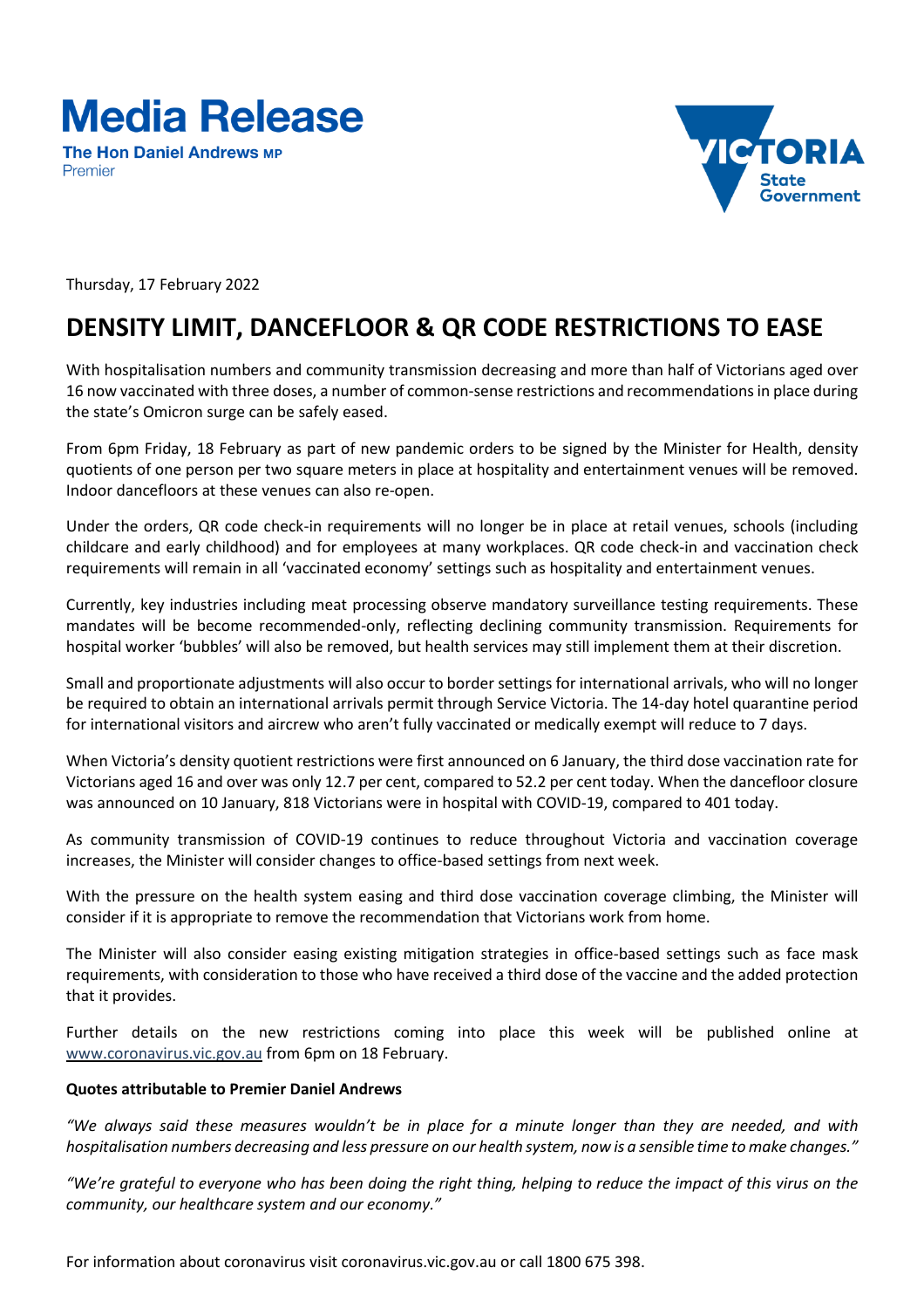# Media Release

**The Hon Daniel Andrews MP**
Premier

Thursday, 17 February 2022

## DENSITY LIMIT, DANCEFLOOR & QR CODE RESTRICTIONS TO EASE

With hospitalisation numbers and community transmission decreasing and more than half of Victorians aged over 16 now vaccinated with three doses, a number of common-sense restrictions and recommendations in place during the state's Omicron surge can be safely eased.

From 6pm Friday, 18 February as part of new pandemic orders to be signed by the Minister for Health, density quotients of one person per two square meters in place at hospitality and entertainment venues will be removed. Indoor dancefloors at these venues can also re-open.

Under the orders, QR code check-in requirements will no longer be in place at retail venues, schools (including childcare and early childhood) and for employees at many workplaces. QR code check-in and vaccination check requirements will remain in all 'vaccinated economy' settings such as hospitality and entertainment venues.

Currently, key industries including meat processing observe mandatory surveillance testing requirements. These mandates will be become recommended-only, reflecting declining community transmission. Requirements for hospital worker 'bubbles' will also be removed, but health services may still implement them at their discretion.

Small and proportionate adjustments will also occur to border settings for international arrivals, who will no longer be required to obtain an international arrivals permit through Service Victoria. The 14-day hotel quarantine period for international visitors and aircrew who aren't fully vaccinated or medically exempt will reduce to 7 days.

When Victoria's density quotient restrictions were first announced on 6 January, the third dose vaccination rate for Victorians aged 16 and over was only 12.7 per cent, compared to 52.2 per cent today. When the dancefloor closure was announced on 10 January, 818 Victorians were in hospital with COVID-19, compared to 401 today.

As community transmission of COVID-19 continues to reduce throughout Victoria and vaccination coverage increases, the Minister will consider changes to office-based settings from next week.

With the pressure on the health system easing and third dose vaccination coverage climbing, the Minister will consider if it is appropriate to remove the recommendation that Victorians work from home.

The Minister will also consider easing existing mitigation strategies in office-based settings such as face mask requirements, with consideration to those who have received a third dose of the vaccine and the added protection that it provides.

Further details on the new restrictions coming into place this week will be published online at www.coronavirus.vic.gov.au from 6pm on 18 February.

**Quotes attributable to Premier Daniel Andrews**

*"We always said these measures wouldn't be in place for a minute longer than they are needed, and with hospitalisation numbers decreasing and less pressure on our health system, now is a sensible time to make changes."*

*"We're grateful to everyone who has been doing the right thing, helping to reduce the impact of this virus on the community, our healthcare system and our economy."*

For information about coronavirus visit coronavirus.vic.gov.au or call 1800 675 398.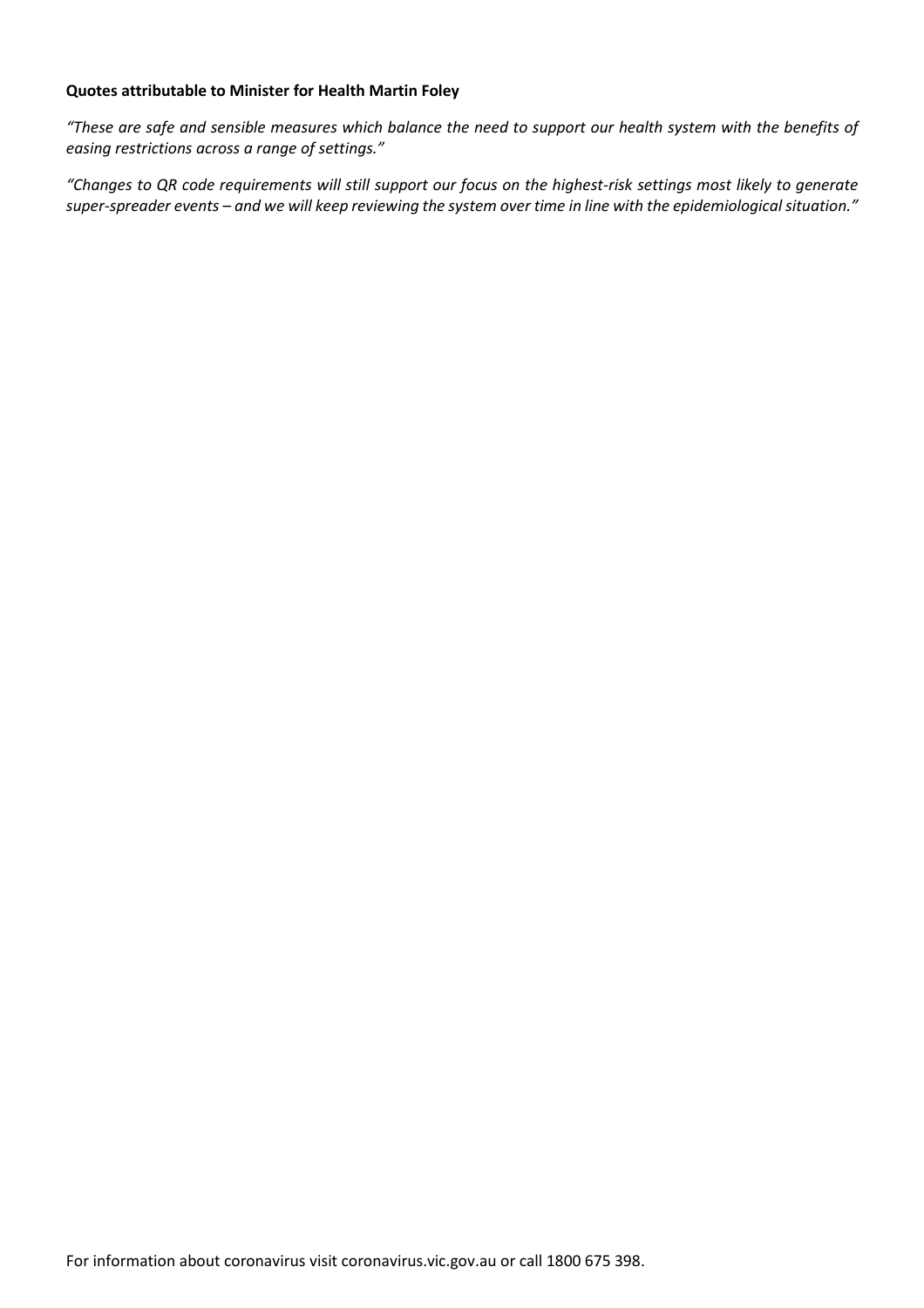**Quotes attributable to Minister for Health Martin Foley**

*"These are safe and sensible measures which balance the need to support our health system with the benefits of easing restrictions across a range of settings."*

*"Changes to QR code requirements will still support our focus on the highest-risk settings most likely to generate super-spreader events – and we will keep reviewing the system over time in line with the epidemiological situation."*

For information about coronavirus visit coronavirus.vic.gov.au or call 1800 675 398.